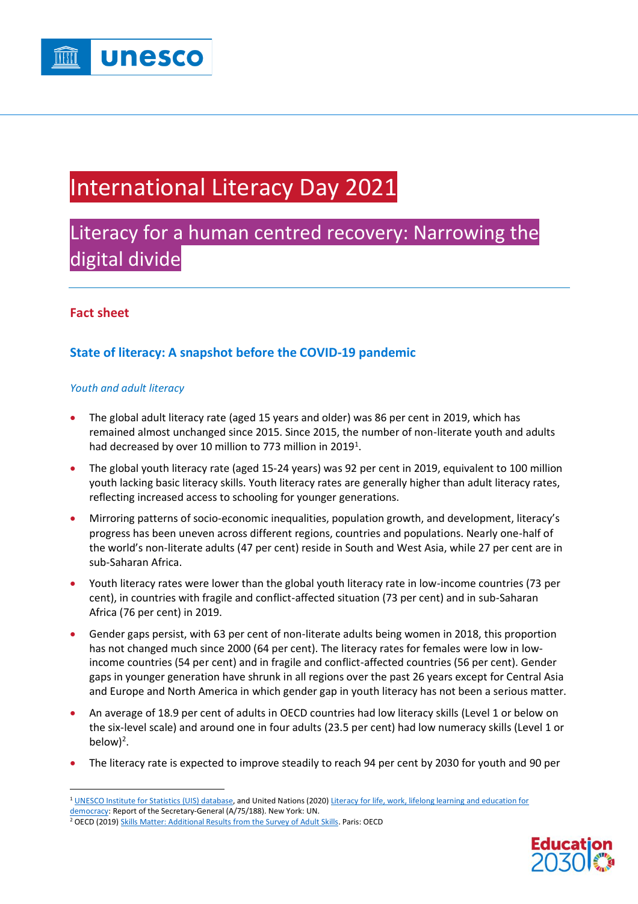# International Literacy Day 2021

## Literacy for a human centred recovery: Narrowing the digital divide

---

**Fact sheet**

### State of literacy: A snapshot before the COVID-19 pandemic

*Youth and adult literacy*

- The global adult literacy rate (aged 15 years and older) was 86 per cent in 2019, which has remained almost unchanged since 2015. Since 2015, the number of non-literate youth and adults had decreased by over 10 million to 773 million in 2019[1].
- The global youth literacy rate (aged 15-24 years) was 92 per cent in 2019, equivalent to 100 million youth lacking basic literacy skills. Youth literacy rates are generally higher than adult literacy rates, reflecting increased access to schooling for younger generations.
- Mirroring patterns of socio-economic inequalities, population growth, and development, literacy's progress has been uneven across different regions, countries and populations. Nearly one-half of the world's non-literate adults (47 per cent) reside in South and West Asia, while 27 per cent are in sub-Saharan Africa.
- Youth literacy rates were lower than the global youth literacy rate in low-income countries (73 per cent), in countries with fragile and conflict-affected situation (73 per cent) and in sub-Saharan Africa (76 per cent) in 2019.
- Gender gaps persist, with 63 per cent of non-literate adults being women in 2018, this proportion has not changed much since 2000 (64 per cent). The literacy rates for females were low in low-income countries (54 per cent) and in fragile and conflict-affected countries (56 per cent). Gender gaps in younger generation have shrunk in all regions over the past 26 years except for Central Asia and Europe and North America in which gender gap in youth literacy has not been a serious matter.
- An average of 18.9 per cent of adults in OECD countries had low literacy skills (Level 1 or below on the six-level scale) and around one in four adults (23.5 per cent) had low numeracy skills (Level 1 or below)[2].
- The literacy rate is expected to improve steadily to reach 94 per cent by 2030 for youth and 90 per

---

[1] UNESCO Institute for Statistics (UIS) database, and United Nations (2020) Literacy for life, work, lifelong learning and education for democracy: Report of the Secretary-General (A/75/188). New York: UN.

[2] OECD (2019) Skills Matter: Additional Results from the Survey of Adult Skills. Paris: OECD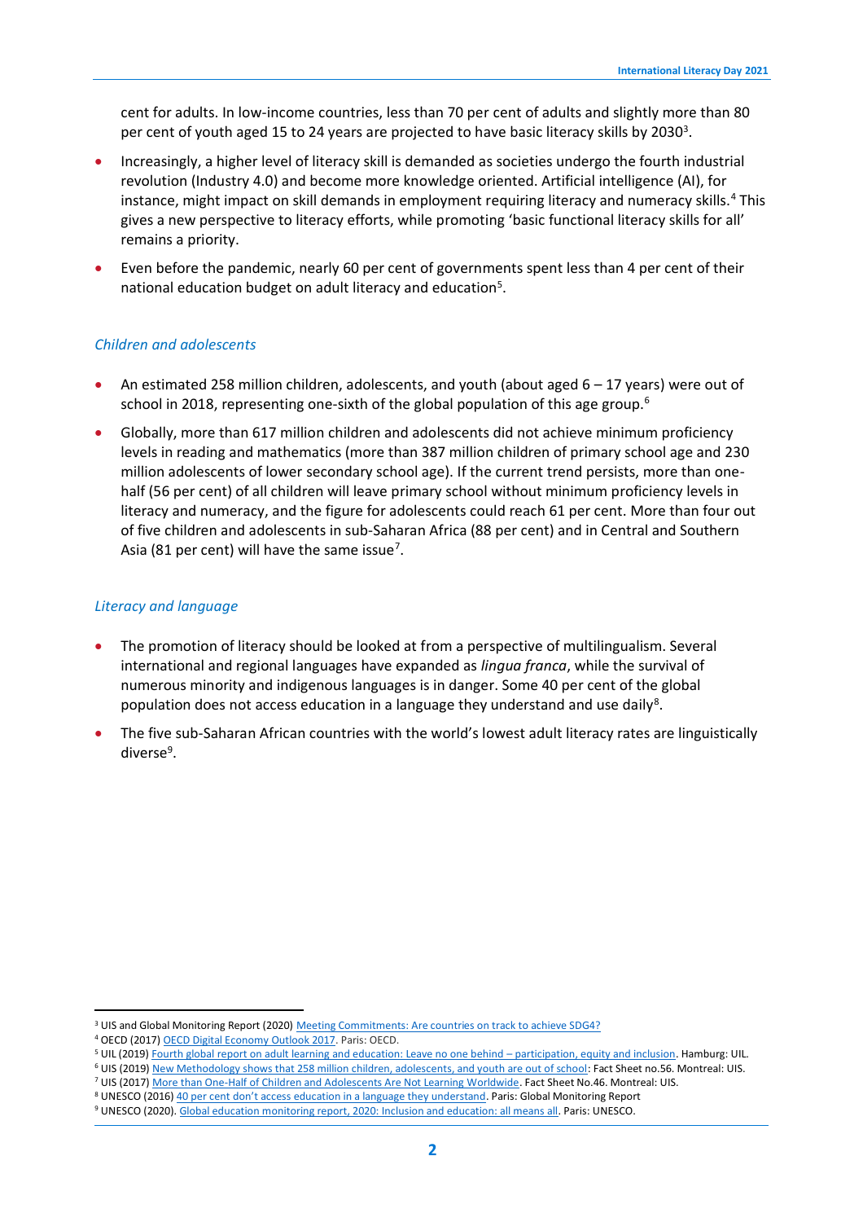cent for adults. In low-income countries, less than 70 per cent of adults and slightly more than 80 per cent of youth aged 15 to 24 years are projected to have basic literacy skills by 2030[3].

- Increasingly, a higher level of literacy skill is demanded as societies undergo the fourth industrial revolution (Industry 4.0) and become more knowledge oriented. Artificial intelligence (AI), for instance, might impact on skill demands in employment requiring literacy and numeracy skills.[4] This gives a new perspective to literacy efforts, while promoting 'basic functional literacy skills for all' remains a priority.
- Even before the pandemic, nearly 60 per cent of governments spent less than 4 per cent of their national education budget on adult literacy and education[5].

### *Children and adolescents*

- An estimated 258 million children, adolescents, and youth (about aged 6 – 17 years) were out of school in 2018, representing one-sixth of the global population of this age group.[6]
- Globally, more than 617 million children and adolescents did not achieve minimum proficiency levels in reading and mathematics (more than 387 million children of primary school age and 230 million adolescents of lower secondary school age). If the current trend persists, more than one-half (56 per cent) of all children will leave primary school without minimum proficiency levels in literacy and numeracy, and the figure for adolescents could reach 61 per cent. More than four out of five children and adolescents in sub-Saharan Africa (88 per cent) and in Central and Southern Asia (81 per cent) will have the same issue[7].

### *Literacy and language*

- The promotion of literacy should be looked at from a perspective of multilingualism. Several international and regional languages have expanded as *lingua franca*, while the survival of numerous minority and indigenous languages is in danger. Some 40 per cent of the global population does not access education in a language they understand and use daily[8].
- The five sub-Saharan African countries with the world's lowest adult literacy rates are linguistically diverse[9].

---

[3] UIS and Global Monitoring Report (2020) Meeting Commitments: Are countries on track to achieve SDG4?
[4] OECD (2017) OECD Digital Economy Outlook 2017. Paris: OECD.
[5] UIL (2019) Fourth global report on adult learning and education: Leave no one behind – participation, equity and inclusion. Hamburg: UIL.
[6] UIS (2019) New Methodology shows that 258 million children, adolescents, and youth are out of school: Fact Sheet no.56. Montreal: UIS.
[7] UIS (2017) More than One-Half of Children and Adolescents Are Not Learning Worldwide. Fact Sheet No.46. Montreal: UIS.
[8] UNESCO (2016) 40 per cent don't access education in a language they understand. Paris: Global Monitoring Report
[9] UNESCO (2020). Global education monitoring report, 2020: Inclusion and education: all means all. Paris: UNESCO.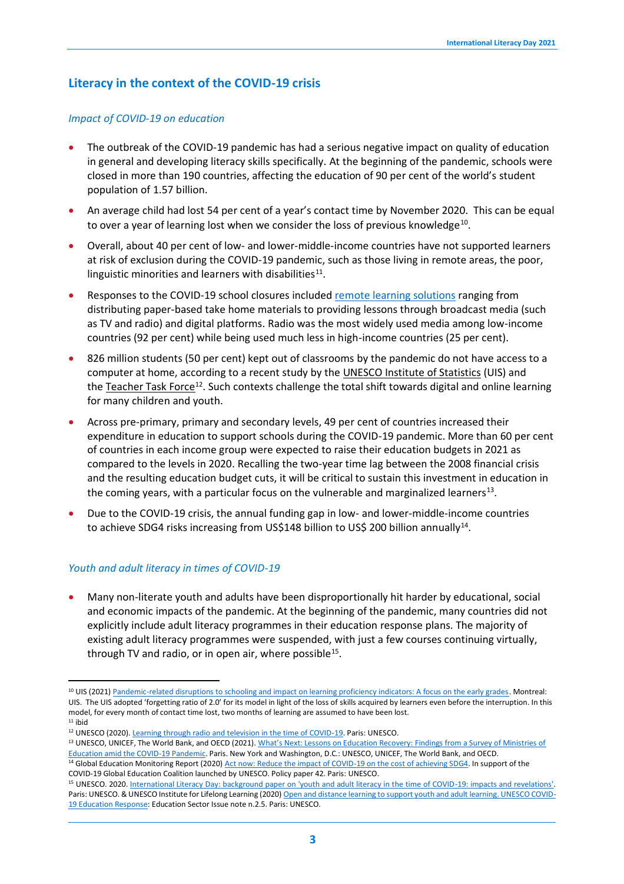## Literacy in the context of the COVID-19 crisis

### *Impact of COVID-19 on education*

- The outbreak of the COVID-19 pandemic has had a serious negative impact on quality of education in general and developing literacy skills specifically. At the beginning of the pandemic, schools were closed in more than 190 countries, affecting the education of 90 per cent of the world's student population of 1.57 billion.
- An average child had lost 54 per cent of a year's contact time by November 2020. This can be equal to over a year of learning lost when we consider the loss of previous knowledge[10].
- Overall, about 40 per cent of low- and lower-middle-income countries have not supported learners at risk of exclusion during the COVID-19 pandemic, such as those living in remote areas, the poor, linguistic minorities and learners with disabilities[11].
- Responses to the COVID-19 school closures included remote learning solutions ranging from distributing paper-based take home materials to providing lessons through broadcast media (such as TV and radio) and digital platforms. Radio was the most widely used media among low-income countries (92 per cent) while being used much less in high-income countries (25 per cent).
- 826 million students (50 per cent) kept out of classrooms by the pandemic do not have access to a computer at home, according to a recent study by the UNESCO Institute of Statistics (UIS) and the Teacher Task Force[12]. Such contexts challenge the total shift towards digital and online learning for many children and youth.
- Across pre-primary, primary and secondary levels, 49 per cent of countries increased their expenditure in education to support schools during the COVID-19 pandemic. More than 60 per cent of countries in each income group were expected to raise their education budgets in 2021 as compared to the levels in 2020. Recalling the two-year time lag between the 2008 financial crisis and the resulting education budget cuts, it will be critical to sustain this investment in education in the coming years, with a particular focus on the vulnerable and marginalized learners[13].
- Due to the COVID-19 crisis, the annual funding gap in low- and lower-middle-income countries to achieve SDG4 risks increasing from US$148 billion to US$ 200 billion annually[14].

### *Youth and adult literacy in times of COVID-19*

- Many non-literate youth and adults have been disproportionally hit harder by educational, social and economic impacts of the pandemic. At the beginning of the pandemic, many countries did not explicitly include adult literacy programmes in their education response plans. The majority of existing adult literacy programmes were suspended, with just a few courses continuing virtually, through TV and radio, or in open air, where possible[15].

---

[10] UIS (2021) Pandemic-related disruptions to schooling and impact on learning proficiency indicators: A focus on the early grades. Montreal: UIS. The UIS adopted 'forgetting ratio of 2.0' for its model in light of the loss of skills acquired by learners even before the interruption. In this model, for every month of contact time lost, two months of learning are assumed to have been lost.

[11] ibid

[12] UNESCO (2020). Learning through radio and television in the time of COVID-19. Paris: UNESCO.

[13] UNESCO, UNICEF, The World Bank, and OECD (2021). What's Next: Lessons on Education Recovery: Findings from a Survey of Ministries of Education amid the COVID-19 Pandemic. Paris. New York and Washington, D.C.: UNESCO, UNICEF, The World Bank, and OECD.

[14] Global Education Monitoring Report (2020) Act now: Reduce the impact of COVID-19 on the cost of achieving SDG4. In support of the COVID-19 Global Education Coalition launched by UNESCO. Policy paper 42. Paris: UNESCO.

[15] UNESCO. 2020. International Literacy Day: background paper on 'youth and adult literacy in the time of COVID-19: impacts and revelations'. Paris: UNESCO. & UNESCO Institute for Lifelong Learning (2020) Open and distance learning to support youth and adult learning. UNESCO COVID-19 Education Response: Education Sector Issue note n.2.5. Paris: UNESCO.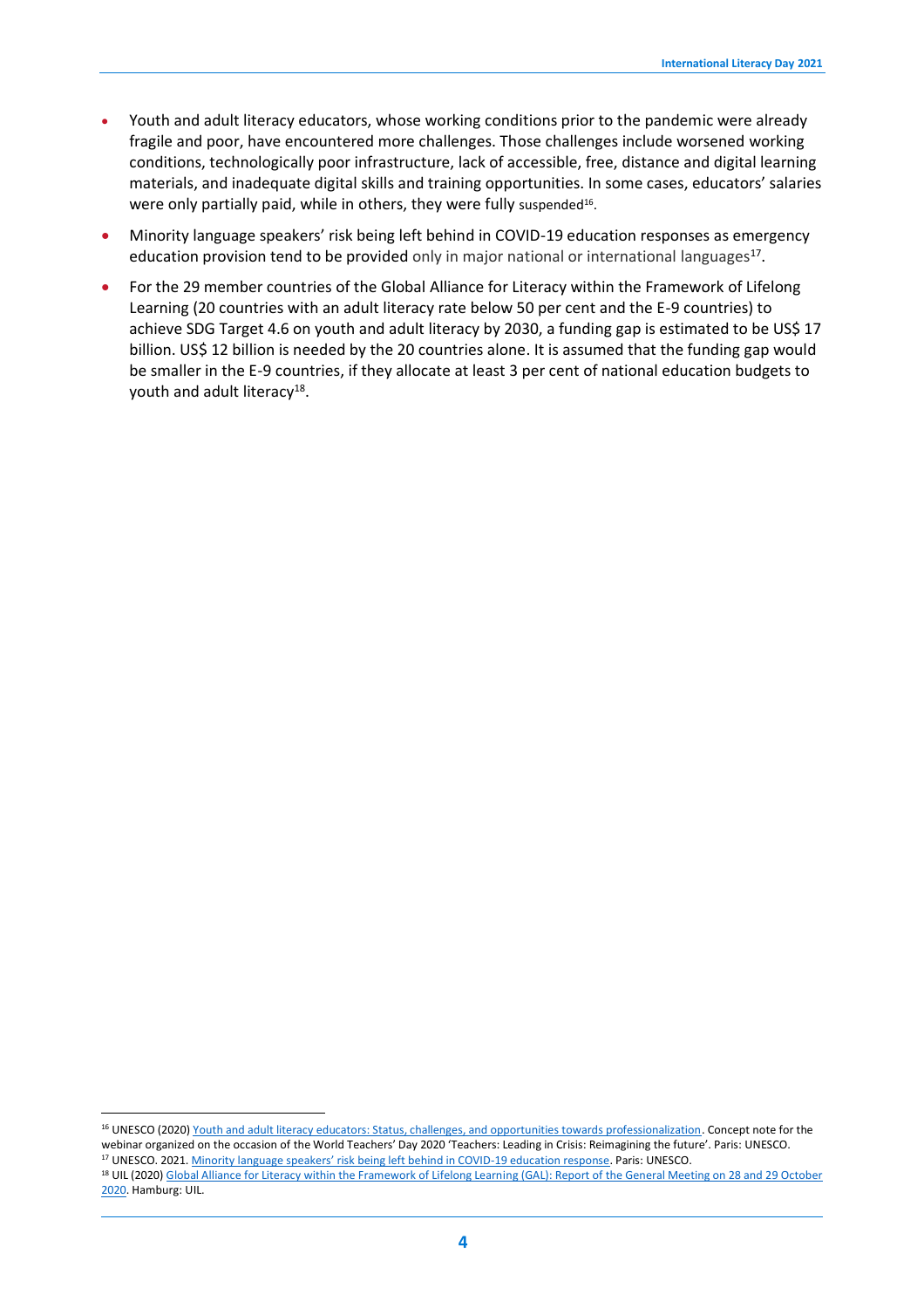- Youth and adult literacy educators, whose working conditions prior to the pandemic were already fragile and poor, have encountered more challenges. Those challenges include worsened working conditions, technologically poor infrastructure, lack of accessible, free, distance and digital learning materials, and inadequate digital skills and training opportunities. In some cases, educators' salaries were only partially paid, while in others, they were fully suspended[16].
- Minority language speakers' risk being left behind in COVID-19 education responses as emergency education provision tend to be provided only in major national or international languages[17].
- For the 29 member countries of the Global Alliance for Literacy within the Framework of Lifelong Learning (20 countries with an adult literacy rate below 50 per cent and the E-9 countries) to achieve SDG Target 4.6 on youth and adult literacy by 2030, a funding gap is estimated to be US$ 17 billion. US$ 12 billion is needed by the 20 countries alone. It is assumed that the funding gap would be smaller in the E-9 countries, if they allocate at least 3 per cent of national education budgets to youth and adult literacy[18].

---

[16] UNESCO (2020) Youth and adult literacy educators: Status, challenges, and opportunities towards professionalization. Concept note for the webinar organized on the occasion of the World Teachers' Day 2020 'Teachers: Leading in Crisis: Reimagining the future'. Paris: UNESCO.

[17] UNESCO. 2021. Minority language speakers' risk being left behind in COVID-19 education response. Paris: UNESCO.

[18] UIL (2020) Global Alliance for Literacy within the Framework of Lifelong Learning (GAL): Report of the General Meeting on 28 and 29 October 2020. Hamburg: UIL.